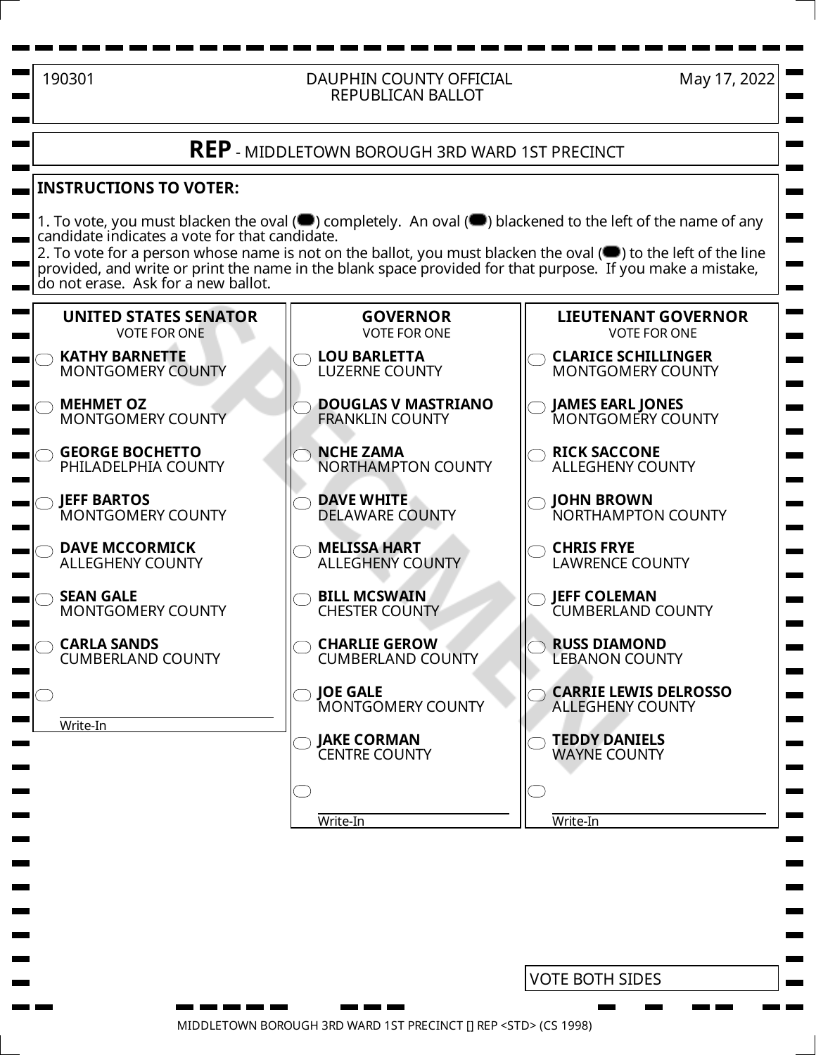190301

DAUPHIN COUNTY OFFICIAL
REPUBLICAN BALLOT

May 17, 2022

# REP - MIDDLETOWN BOROUGH 3RD WARD 1ST PRECINCT

**INSTRUCTIONS TO VOTER:**

1. To vote, you must blacken the oval (⬬) completely. An oval (⬬) blackened to the left of the name of any candidate indicates a vote for that candidate.
2. To vote for a person whose name is not on the ballot, you must blacken the oval (⬬) to the left of the line provided, and write or print the name in the blank space provided for that purpose. If you make a mistake, do not erase. Ask for a new ballot.

## UNITED STATES SENATOR
VOTE FOR ONE

- ⬭ **KATHY BARNETTE** MONTGOMERY COUNTY
- ⬭ **MEHMET OZ** MONTGOMERY COUNTY
- ⬭ **GEORGE BOCHETTO** PHILADELPHIA COUNTY
- ⬭ **JEFF BARTOS** MONTGOMERY COUNTY
- ⬭ **DAVE MCCORMICK** ALLEGHENY COUNTY
- ⬭ **SEAN GALE** MONTGOMERY COUNTY
- ⬭ **CARLA SANDS** CUMBERLAND COUNTY
- ⬭ ______________ Write-In

## GOVERNOR
VOTE FOR ONE

- ⬭ **LOU BARLETTA** LUZERNE COUNTY
- ⬭ **DOUGLAS V MASTRIANO** FRANKLIN COUNTY
- ⬭ **NCHE ZAMA** NORTHAMPTON COUNTY
- ⬭ **DAVE WHITE** DELAWARE COUNTY
- ⬭ **MELISSA HART** ALLEGHENY COUNTY
- ⬭ **BILL MCSWAIN** CHESTER COUNTY
- ⬭ **CHARLIE GEROW** CUMBERLAND COUNTY
- ⬭ **JOE GALE** MONTGOMERY COUNTY
- ⬭ **JAKE CORMAN** CENTRE COUNTY
- ⬭ ______________ Write-In

## LIEUTENANT GOVERNOR
VOTE FOR ONE

- ⬭ **CLARICE SCHILLINGER** MONTGOMERY COUNTY
- ⬭ **JAMES EARL JONES** MONTGOMERY COUNTY
- ⬭ **RICK SACCONE** ALLEGHENY COUNTY
- ⬭ **JOHN BROWN** NORTHAMPTON COUNTY
- ⬭ **CHRIS FRYE** LAWRENCE COUNTY
- ⬭ **JEFF COLEMAN** CUMBERLAND COUNTY
- ⬭ **RUSS DIAMOND** LEBANON COUNTY
- ⬭ **CARRIE LEWIS DELROSSO** ALLEGHENY COUNTY
- ⬭ **TEDDY DANIELS** WAYNE COUNTY
- ⬭ ______________ Write-In

SPECIMEN

VOTE BOTH SIDES

MIDDLETOWN BOROUGH 3RD WARD 1ST PRECINCT [] REP <STD> (CS 1998)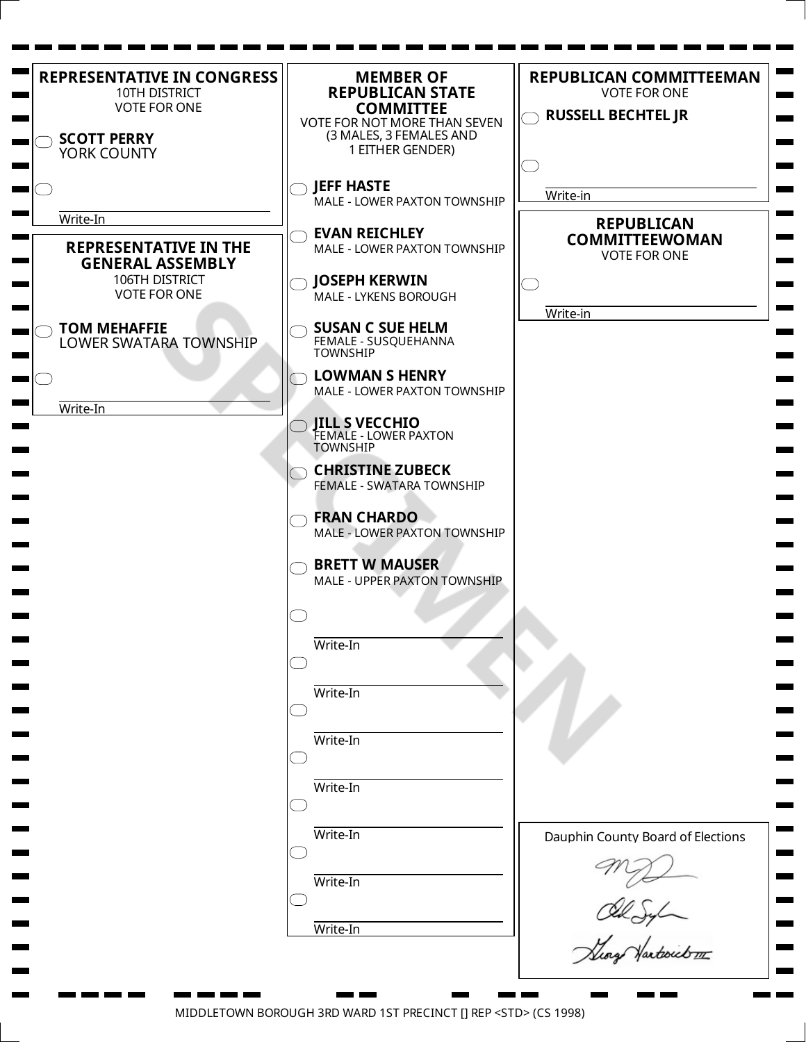## REPRESENTATIVE IN CONGRESS
10TH DISTRICT
VOTE FOR ONE

- **SCOTT PERRY**
  YORK COUNTY
- Write-In

## REPRESENTATIVE IN THE GENERAL ASSEMBLY
106TH DISTRICT
VOTE FOR ONE

- **TOM MEHAFFIE**
  LOWER SWATARA TOWNSHIP
- Write-In

## MEMBER OF REPUBLICAN STATE COMMITTEE
VOTE FOR NOT MORE THAN SEVEN
(3 MALES, 3 FEMALES AND 1 EITHER GENDER)

- **JEFF HASTE**
  MALE - LOWER PAXTON TOWNSHIP
- **EVAN REICHLEY**
  MALE - LOWER PAXTON TOWNSHIP
- **JOSEPH KERWIN**
  MALE - LYKENS BOROUGH
- **SUSAN C SUE HELM**
  FEMALE - SUSQUEHANNA TOWNSHIP
- **LOWMAN S HENRY**
  MALE - LOWER PAXTON TOWNSHIP
- **JILL S VECCHIO**
  FEMALE - LOWER PAXTON TOWNSHIP
- **CHRISTINE ZUBECK**
  FEMALE - SWATARA TOWNSHIP
- **FRAN CHARDO**
  MALE - LOWER PAXTON TOWNSHIP
- **BRETT W MAUSER**
  MALE - UPPER PAXTON TOWNSHIP
- Write-In
- Write-In
- Write-In
- Write-In
- Write-In
- Write-In
- Write-In

## REPUBLICAN COMMITTEEMAN
VOTE FOR ONE

- **RUSSELL BECHTEL JR**
- Write-in

## REPUBLICAN COMMITTEEWOMAN
VOTE FOR ONE

- Write-in

Dauphin County Board of Elections

SPECIMEN

MIDDLETOWN BOROUGH 3RD WARD 1ST PRECINCT [] REP <STD> (CS 1998)